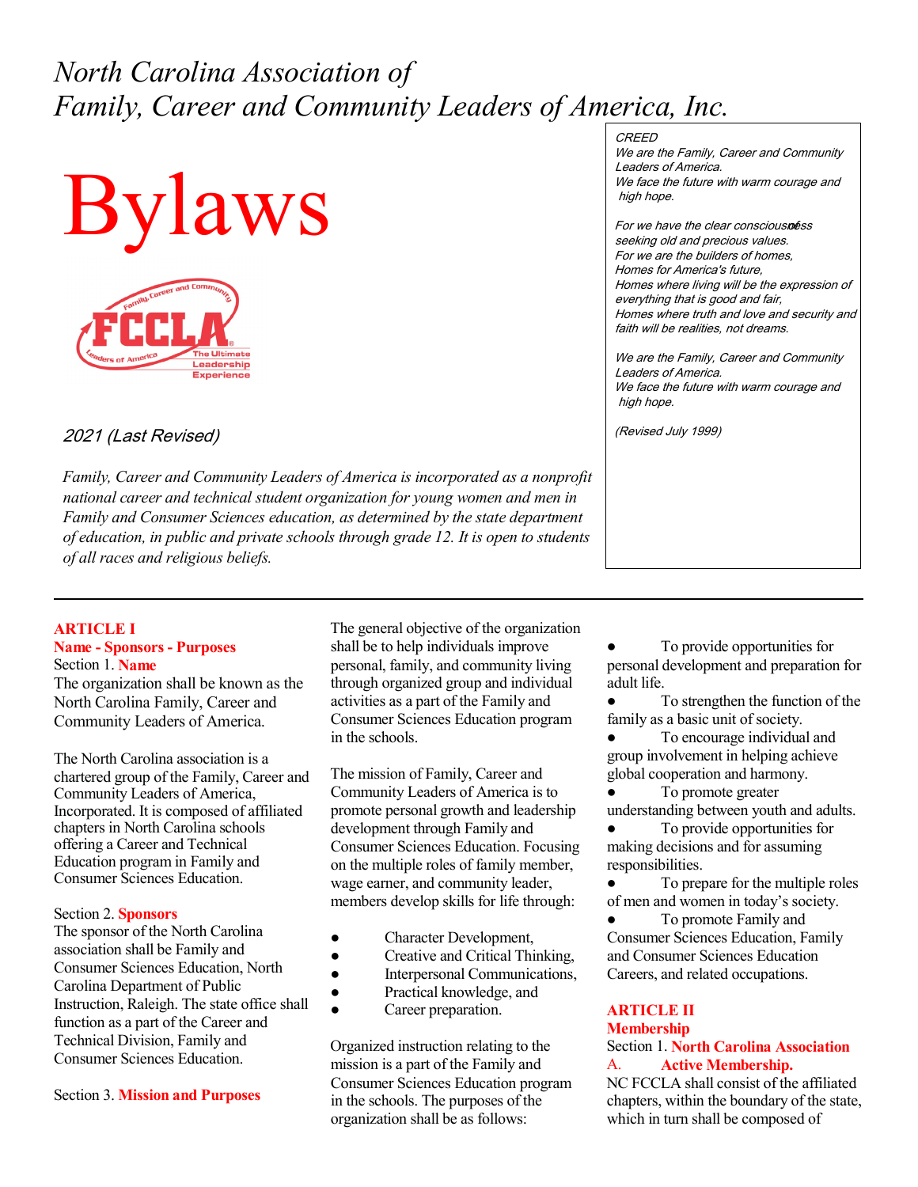# North Carolina Association of Family, Career and Community Leaders of America, Inc.

# Bylaws

*2021 (Last Revised)*

*Family, Career and Community Leaders of America is incorporated as a nonprofit national career and technical student organization for young women and men in Family and Consumer Sciences education, as determined by the state department of education, in public and private schools through grade 12. It is open to students of all races and religious beliefs.*

> *CREED*
> *We are the Family, Career and Community Leaders of America.*
> *We face the future with warm courage and high hope.*
>
> *For we have the clear consciousness of seeking old and precious values.*
> *For we are the builders of homes,*
> *Homes for America's future,*
> *Homes where living will be the expression of everything that is good and fair,*
> *Homes where truth and love and security and faith will be realities, not dreams.*
>
> *We are the Family, Career and Community Leaders of America.*
> *We face the future with warm courage and high hope.*
>
> *(Revised July 1999)*

---

## ARTICLE I
## Name - Sponsors - Purposes

Section 1. **Name**

The organization shall be known as the North Carolina Family, Career and Community Leaders of America.

The North Carolina association is a chartered group of the Family, Career and Community Leaders of America, Incorporated. It is composed of affiliated chapters in North Carolina schools offering a Career and Technical Education program in Family and Consumer Sciences Education.

Section 2. **Sponsors**

The sponsor of the North Carolina association shall be Family and Consumer Sciences Education, North Carolina Department of Public Instruction, Raleigh. The state office shall function as a part of the Career and Technical Division, Family and Consumer Sciences Education.

Section 3. **Mission and Purposes**

The general objective of the organization shall be to help individuals improve personal, family, and community living through organized group and individual activities as a part of the Family and Consumer Sciences Education program in the schools.

The mission of Family, Career and Community Leaders of America is to promote personal growth and leadership development through Family and Consumer Sciences Education. Focusing on the multiple roles of family member, wage earner, and community leader, members develop skills for life through:

- Character Development,
- Creative and Critical Thinking,
- Interpersonal Communications,
- Practical knowledge, and
- Career preparation.

Organized instruction relating to the mission is a part of the Family and Consumer Sciences Education program in the schools. The purposes of the organization shall be as follows:

- To provide opportunities for personal development and preparation for adult life.
- To strengthen the function of the family as a basic unit of society.
- To encourage individual and group involvement in helping achieve global cooperation and harmony.
- To promote greater understanding between youth and adults.
- To provide opportunities for making decisions and for assuming responsibilities.
- To prepare for the multiple roles of men and women in today's society.
- To promote Family and Consumer Sciences Education, Family and Consumer Sciences Education Careers, and related occupations.

## ARTICLE II
## Membership

Section 1. **North Carolina Association**

A. **Active Membership.**

NC FCCLA shall consist of the affiliated chapters, within the boundary of the state, which in turn shall be composed of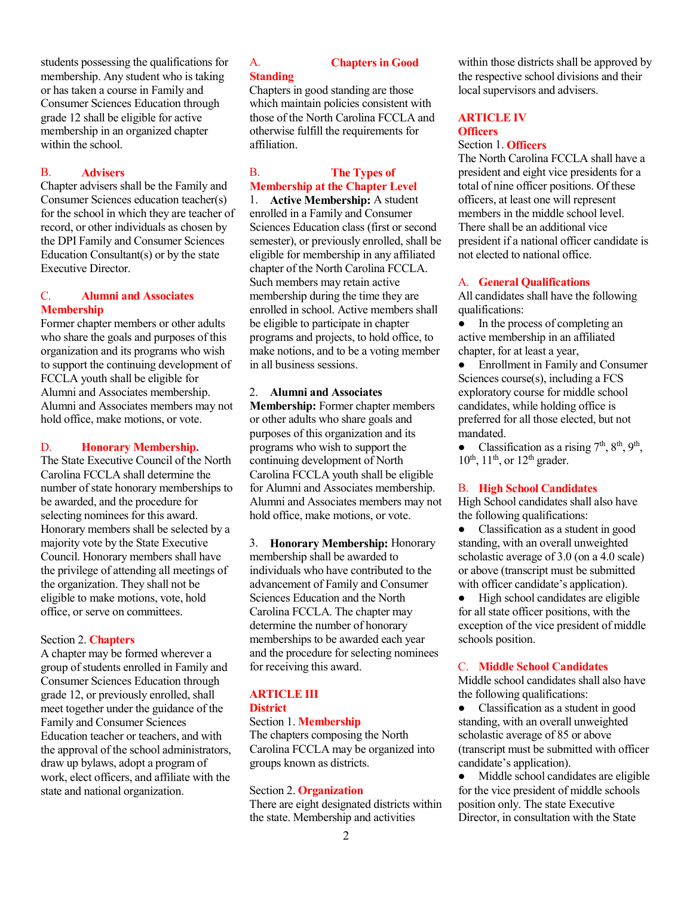students possessing the qualifications for membership. Any student who is taking or has taken a course in Family and Consumer Sciences Education through grade 12 shall be eligible for active membership in an organized chapter within the school.

### B. Advisers

Chapter advisers shall be the Family and Consumer Sciences education teacher(s) for the school in which they are teacher of record, or other individuals as chosen by the DPI Family and Consumer Sciences Education Consultant(s) or by the state Executive Director.

### C. Alumni and Associates Membership

Former chapter members or other adults who share the goals and purposes of this organization and its programs who wish to support the continuing development of FCCLA youth shall be eligible for Alumni and Associates membership. Alumni and Associates members may not hold office, make motions, or vote.

### D. Honorary Membership.

The State Executive Council of the North Carolina FCCLA shall determine the number of state honorary memberships to be awarded, and the procedure for selecting nominees for this award. Honorary members shall be selected by a majority vote by the State Executive Council. Honorary members shall have the privilege of attending all meetings of the organization. They shall not be eligible to make motions, vote, hold office, or serve on committees.

### Section 2. Chapters

A chapter may be formed wherever a group of students enrolled in Family and Consumer Sciences Education through grade 12, or previously enrolled, shall meet together under the guidance of the Family and Consumer Sciences Education teacher or teachers, and with the approval of the school administrators, draw up bylaws, adopt a program of work, elect officers, and affiliate with the state and national organization.

### A. Chapters in Good Standing

Chapters in good standing are those which maintain policies consistent with those of the North Carolina FCCLA and otherwise fulfill the requirements for affiliation.

### B. The Types of Membership at the Chapter Level

1. **Active Membership:** A student enrolled in a Family and Consumer Sciences Education class (first or second semester), or previously enrolled, shall be eligible for membership in any affiliated chapter of the North Carolina FCCLA. Such members may retain active membership during the time they are enrolled in school. Active members shall be eligible to participate in chapter programs and projects, to hold office, to make notions, and to be a voting member in all business sessions.

2. **Alumni and Associates Membership:** Former chapter members or other adults who share goals and purposes of this organization and its programs who wish to support the continuing development of North Carolina FCCLA youth shall be eligible for Alumni and Associates membership. Alumni and Associates members may not hold office, make motions, or vote.

3. **Honorary Membership:** Honorary membership shall be awarded to individuals who have contributed to the advancement of Family and Consumer Sciences Education and the North Carolina FCCLA. The chapter may determine the number of honorary memberships to be awarded each year and the procedure for selecting nominees for receiving this award.

## ARTICLE III
## District

### Section 1. Membership

The chapters composing the North Carolina FCCLA may be organized into groups known as districts.

### Section 2. Organization

There are eight designated districts within the state. Membership and activities within those districts shall be approved by the respective school divisions and their local supervisors and advisers.

## ARTICLE IV
## Officers

### Section 1. Officers

The North Carolina FCCLA shall have a president and eight vice presidents for a total of nine officer positions. Of these officers, at least one will represent members in the middle school level. There shall be an additional vice president if a national officer candidate is not elected to national office.

### A. General Qualifications

All candidates shall have the following qualifications:

- In the process of completing an active membership in an affiliated chapter, for at least a year,
- Enrollment in Family and Consumer Sciences course(s), including a FCS exploratory course for middle school candidates, while holding office is preferred for all those elected, but not mandated.
- Classification as a rising 7th, 8th, 9th, 10th, 11th, or 12th grader.

### B. High School Candidates

High School candidates shall also have the following qualifications:

- Classification as a student in good standing, with an overall unweighted scholastic average of 3.0 (on a 4.0 scale) or above (transcript must be submitted with officer candidate's application).
- High school candidates are eligible for all state officer positions, with the exception of the vice president of middle schools position.

### C. Middle School Candidates

Middle school candidates shall also have the following qualifications:

- Classification as a student in good standing, with an overall unweighted scholastic average of 85 or above (transcript must be submitted with officer candidate's application).
- Middle school candidates are eligible for the vice president of middle schools position only. The state Executive Director, in consultation with the State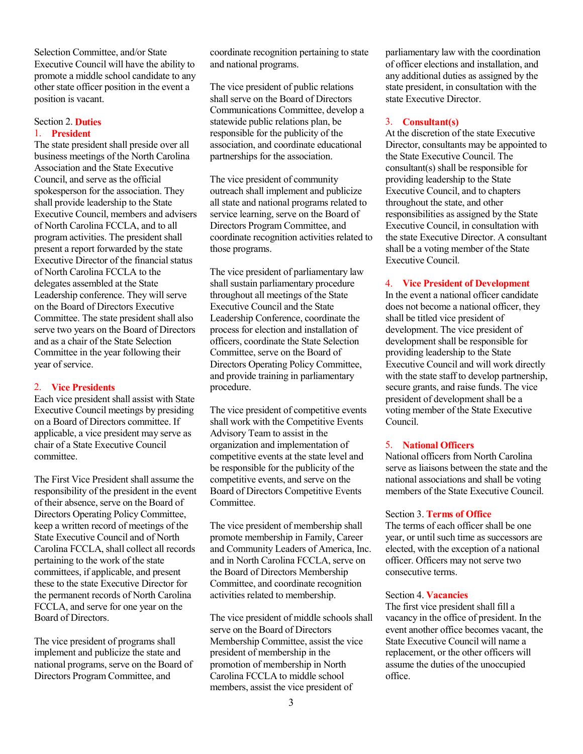Selection Committee, and/or State Executive Council will have the ability to promote a middle school candidate to any other state officer position in the event a position is vacant.

### Section 2. Duties

#### 1. President

The state president shall preside over all business meetings of the North Carolina Association and the State Executive Council, and serve as the official spokesperson for the association. They shall provide leadership to the State Executive Council, members and advisers of North Carolina FCCLA, and to all program activities. The president shall present a report forwarded by the state Executive Director of the financial status of North Carolina FCCLA to the delegates assembled at the State Leadership conference. They will serve on the Board of Directors Executive Committee. The state president shall also serve two years on the Board of Directors and as a chair of the State Selection Committee in the year following their year of service.

#### 2. Vice Presidents

Each vice president shall assist with State Executive Council meetings by presiding on a Board of Directors committee. If applicable, a vice president may serve as chair of a State Executive Council committee.

The First Vice President shall assume the responsibility of the president in the event of their absence, serve on the Board of Directors Operating Policy Committee, keep a written record of meetings of the State Executive Council and of North Carolina FCCLA, shall collect all records pertaining to the work of the state committees, if applicable, and present these to the state Executive Director for the permanent records of North Carolina FCCLA, and serve for one year on the Board of Directors.

The vice president of programs shall implement and publicize the state and national programs, serve on the Board of Directors Program Committee, and coordinate recognition pertaining to state and national programs.

The vice president of public relations shall serve on the Board of Directors Communications Committee, develop a statewide public relations plan, be responsible for the publicity of the association, and coordinate educational partnerships for the association.

The vice president of community outreach shall implement and publicize all state and national programs related to service learning, serve on the Board of Directors Program Committee, and coordinate recognition activities related to those programs.

The vice president of parliamentary law shall sustain parliamentary procedure throughout all meetings of the State Executive Council and the State Leadership Conference, coordinate the process for election and installation of officers, coordinate the State Selection Committee, serve on the Board of Directors Operating Policy Committee, and provide training in parliamentary procedure.

The vice president of competitive events shall work with the Competitive Events Advisory Team to assist in the organization and implementation of competitive events at the state level and be responsible for the publicity of the competitive events, and serve on the Board of Directors Competitive Events Committee.

The vice president of membership shall promote membership in Family, Career and Community Leaders of America, Inc. and in North Carolina FCCLA, serve on the Board of Directors Membership Committee, and coordinate recognition activities related to membership.

The vice president of middle schools shall serve on the Board of Directors Membership Committee, assist the vice president of membership in the promotion of membership in North Carolina FCCLA to middle school members, assist the vice president of parliamentary law with the coordination of officer elections and installation, and any additional duties as assigned by the state president, in consultation with the state Executive Director.

#### 3. Consultant(s)

At the discretion of the state Executive Director, consultants may be appointed to the State Executive Council. The consultant(s) shall be responsible for providing leadership to the State Executive Council, and to chapters throughout the state, and other responsibilities as assigned by the State Executive Council, in consultation with the state Executive Director. A consultant shall be a voting member of the State Executive Council.

#### 4. Vice President of Development

In the event a national officer candidate does not become a national officer, they shall be titled vice president of development. The vice president of development shall be responsible for providing leadership to the State Executive Council and will work directly with the state staff to develop partnership, secure grants, and raise funds. The vice president of development shall be a voting member of the State Executive Council.

#### 5. National Officers

National officers from North Carolina serve as liaisons between the state and the national associations and shall be voting members of the State Executive Council.

### Section 3. Terms of Office

The terms of each officer shall be one year, or until such time as successors are elected, with the exception of a national officer. Officers may not serve two consecutive terms.

### Section 4. Vacancies

The first vice president shall fill a vacancy in the office of president. In the event another office becomes vacant, the State Executive Council will name a replacement, or the other officers will assume the duties of the unoccupied office.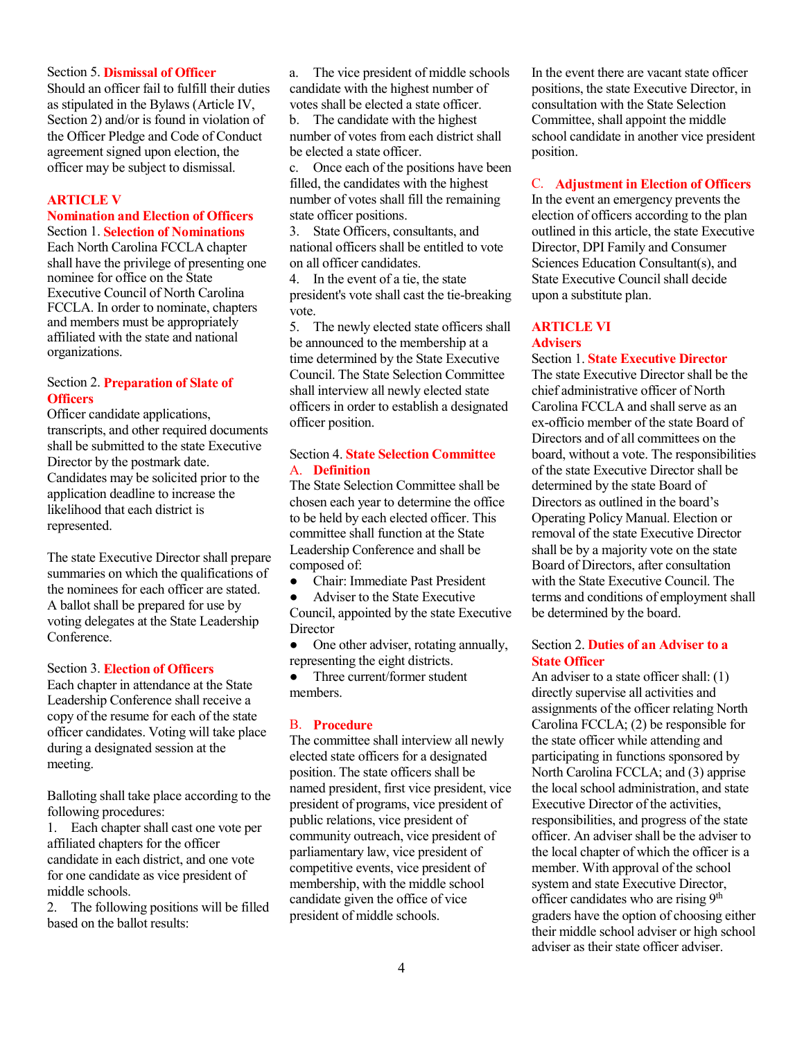Section 5. **Dismissal of Officer**
Should an officer fail to fulfill their duties as stipulated in the Bylaws (Article IV, Section 2) and/or is found in violation of the Officer Pledge and Code of Conduct agreement signed upon election, the officer may be subject to dismissal.

## ARTICLE V
## Nomination and Election of Officers

Section 1. **Selection of Nominations**
Each North Carolina FCCLA chapter shall have the privilege of presenting one nominee for office on the State Executive Council of North Carolina FCCLA. In order to nominate, chapters and members must be appropriately affiliated with the state and national organizations.

Section 2. **Preparation of Slate of Officers**
Officer candidate applications, transcripts, and other required documents shall be submitted to the state Executive Director by the postmark date. Candidates may be solicited prior to the application deadline to increase the likelihood that each district is represented.

The state Executive Director shall prepare summaries on which the qualifications of the nominees for each officer are stated. A ballot shall be prepared for use by voting delegates at the State Leadership Conference.

Section 3. **Election of Officers**
Each chapter in attendance at the State Leadership Conference shall receive a copy of the resume for each of the state officer candidates. Voting will take place during a designated session at the meeting.

Balloting shall take place according to the following procedures:

1. Each chapter shall cast one vote per affiliated chapters for the officer candidate in each district, and one vote for one candidate as vice president of middle schools.
2. The following positions will be filled based on the ballot results:
   a. The vice president of middle schools candidate with the highest number of votes shall be elected a state officer.
   b. The candidate with the highest number of votes from each district shall be elected a state officer.
   c. Once each of the positions have been filled, the candidates with the highest number of votes shall fill the remaining state officer positions.
3. State Officers, consultants, and national officers shall be entitled to vote on all officer candidates.
4. In the event of a tie, the state president's vote shall cast the tie-breaking vote.
5. The newly elected state officers shall be announced to the membership at a time determined by the State Executive Council. The State Selection Committee shall interview all newly elected state officers in order to establish a designated officer position.

Section 4. **State Selection Committee**

A. **Definition**
The State Selection Committee shall be chosen each year to determine the office to be held by each elected officer. This committee shall function at the State Leadership Conference and shall be composed of:

- Chair: Immediate Past President
- Adviser to the State Executive Council, appointed by the state Executive Director
- One other adviser, rotating annually, representing the eight districts.
- Three current/former student members.

B. **Procedure**
The committee shall interview all newly elected state officers for a designated position. The state officers shall be named president, first vice president, vice president of programs, vice president of public relations, vice president of community outreach, vice president of parliamentary law, vice president of competitive events, vice president of membership, with the middle school candidate given the office of vice president of middle schools.

In the event there are vacant state officer positions, the state Executive Director, in consultation with the State Selection Committee, shall appoint the middle school candidate in another vice president position.

C. **Adjustment in Election of Officers**
In the event an emergency prevents the election of officers according to the plan outlined in this article, the state Executive Director, DPI Family and Consumer Sciences Education Consultant(s), and State Executive Council shall decide upon a substitute plan.

## ARTICLE VI
## Advisers

Section 1. **State Executive Director**
The state Executive Director shall be the chief administrative officer of North Carolina FCCLA and shall serve as an ex-officio member of the state Board of Directors and of all committees on the board, without a vote. The responsibilities of the state Executive Director shall be determined by the state Board of Directors as outlined in the board's Operating Policy Manual. Election or removal of the state Executive Director shall be by a majority vote on the state Board of Directors, after consultation with the State Executive Council. The terms and conditions of employment shall be determined by the board.

Section 2. **Duties of an Adviser to a State Officer**
An adviser to a state officer shall: (1) directly supervise all activities and assignments of the officer relating North Carolina FCCLA; (2) be responsible for the state officer while attending and participating in functions sponsored by North Carolina FCCLA; and (3) apprise the local school administration, and state Executive Director of the activities, responsibilities, and progress of the state officer. An adviser shall be the adviser to the local chapter of which the officer is a member. With approval of the school system and state Executive Director, officer candidates who are rising 9th graders have the option of choosing either their middle school adviser or high school adviser as their state officer adviser.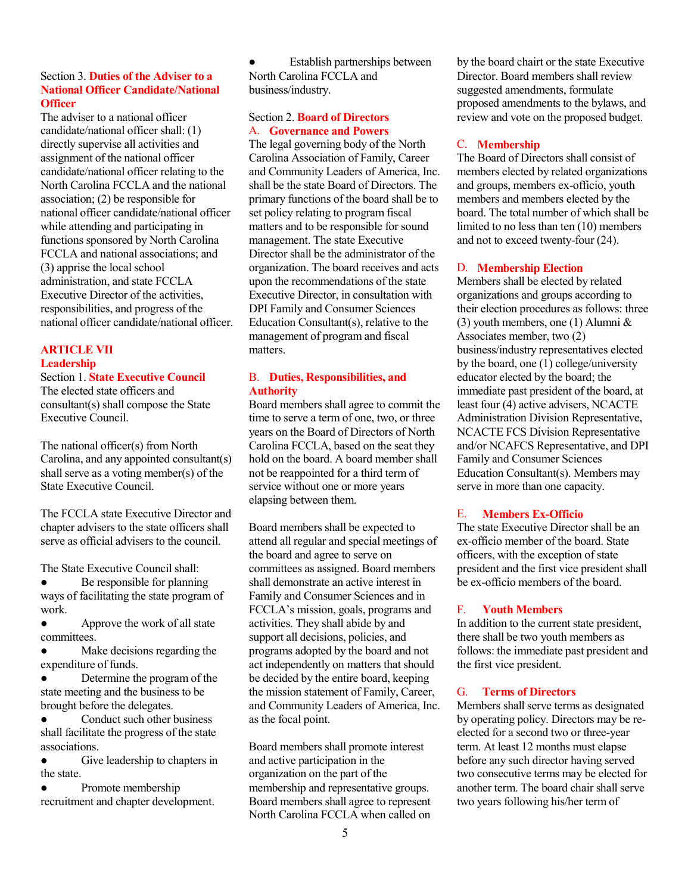Section 3. **Duties of the Adviser to a National Officer Candidate/National Officer**

The adviser to a national officer candidate/national officer shall: (1) directly supervise all activities and assignment of the national officer candidate/national officer relating to the North Carolina FCCLA and the national association; (2) be responsible for national officer candidate/national officer while attending and participating in functions sponsored by North Carolina FCCLA and national associations; and (3) apprise the local school administration, and state FCCLA Executive Director of the activities, responsibilities, and progress of the national officer candidate/national officer.

## ARTICLE VII
## Leadership

Section 1. **State Executive Council**

The elected state officers and consultant(s) shall compose the State Executive Council.

The national officer(s) from North Carolina, and any appointed consultant(s) shall serve as a voting member(s) of the State Executive Council.

The FCCLA state Executive Director and chapter advisers to the state officers shall serve as official advisers to the council.

The State Executive Council shall:

- Be responsible for planning ways of facilitating the state program of work.
- Approve the work of all state committees.
- Make decisions regarding the expenditure of funds.
- Determine the program of the state meeting and the business to be brought before the delegates.
- Conduct such other business shall facilitate the progress of the state associations.
- Give leadership to chapters in the state.
- Promote membership recruitment and chapter development.
- Establish partnerships between North Carolina FCCLA and business/industry.

Section 2. **Board of Directors**

**A. Governance and Powers**

The legal governing body of the North Carolina Association of Family, Career and Community Leaders of America, Inc. shall be the state Board of Directors. The primary functions of the board shall be to set policy relating to program fiscal matters and to be responsible for sound management. The state Executive Director shall be the administrator of the organization. The board receives and acts upon the recommendations of the state Executive Director, in consultation with DPI Family and Consumer Sciences Education Consultant(s), relative to the management of program and fiscal matters.

**B. Duties, Responsibilities, and Authority**

Board members shall agree to commit the time to serve a term of one, two, or three years on the Board of Directors of North Carolina FCCLA, based on the seat they hold on the board. A board member shall not be reappointed for a third term of service without one or more years elapsing between them.

Board members shall be expected to attend all regular and special meetings of the board and agree to serve on committees as assigned. Board members shall demonstrate an active interest in Family and Consumer Sciences and in FCCLA's mission, goals, programs and activities. They shall abide by and support all decisions, policies, and programs adopted by the board and not act independently on matters that should be decided by the entire board, keeping the mission statement of Family, Career, and Community Leaders of America, Inc. as the focal point.

Board members shall promote interest and active participation in the organization on the part of the membership and representative groups. Board members shall agree to represent North Carolina FCCLA when called on by the board chair or the state Executive Director. Board members shall review suggested amendments, formulate proposed amendments to the bylaws, and review and vote on the proposed budget.

**C. Membership**

The Board of Directors shall consist of members elected by related organizations and groups, members ex-officio, youth members and members elected by the board. The total number of which shall be limited to no less than ten (10) members and not to exceed twenty-four (24).

**D. Membership Election**

Members shall be elected by related organizations and groups according to their election procedures as follows: three (3) youth members, one (1) Alumni & Associates member, two (2) business/industry representatives elected by the board, one (1) college/university educator elected by the board; the immediate past president of the board, at least four (4) active advisers, NCACTE Administration Division Representative, NCACTE FCS Division Representative and/or NCAFCS Representative, and DPI Family and Consumer Sciences Education Consultant(s). Members may serve in more than one capacity.

**E. Members Ex-Officio**

The state Executive Director shall be an ex-officio member of the board. State officers, with the exception of state president and the first vice president shall be ex-officio members of the board.

**F. Youth Members**

In addition to the current state president, there shall be two youth members as follows: the immediate past president and the first vice president.

**G. Terms of Directors**

Members shall serve terms as designated by operating policy. Directors may be re-elected for a second two or three-year term. At least 12 months must elapse before any such director having served two consecutive terms may be elected for another term. The board chair shall serve two years following his/her term of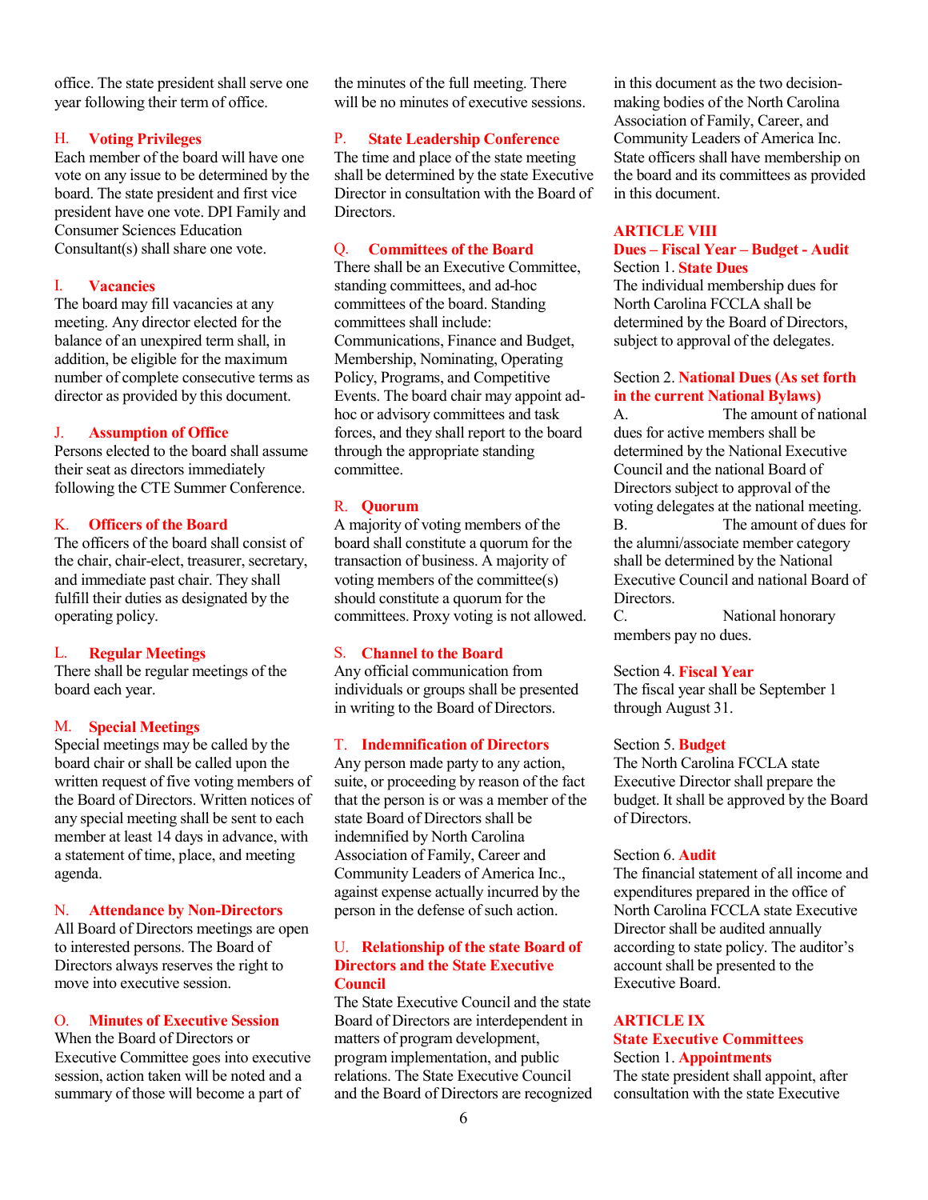office. The state president shall serve one year following their term of office.

**H. Voting Privileges**

Each member of the board will have one vote on any issue to be determined by the board. The state president and first vice president have one vote. DPI Family and Consumer Sciences Education Consultant(s) shall share one vote.

**I. Vacancies**

The board may fill vacancies at any meeting. Any director elected for the balance of an unexpired term shall, in addition, be eligible for the maximum number of complete consecutive terms as director as provided by this document.

**J. Assumption of Office**

Persons elected to the board shall assume their seat as directors immediately following the CTE Summer Conference.

**K. Officers of the Board**

The officers of the board shall consist of the chair, chair-elect, treasurer, secretary, and immediate past chair. They shall fulfill their duties as designated by the operating policy.

**L. Regular Meetings**

There shall be regular meetings of the board each year.

**M. Special Meetings**

Special meetings may be called by the board chair or shall be called upon the written request of five voting members of the Board of Directors. Written notices of any special meeting shall be sent to each member at least 14 days in advance, with a statement of time, place, and meeting agenda.

**N. Attendance by Non-Directors**

All Board of Directors meetings are open to interested persons. The Board of Directors always reserves the right to move into executive session.

**O. Minutes of Executive Session**

When the Board of Directors or Executive Committee goes into executive session, action taken will be noted and a summary of those will become a part of the minutes of the full meeting. There will be no minutes of executive sessions.

**P. State Leadership Conference**

The time and place of the state meeting shall be determined by the state Executive Director in consultation with the Board of Directors.

**Q. Committees of the Board**

There shall be an Executive Committee, standing committees, and ad-hoc committees of the board. Standing committees shall include: Communications, Finance and Budget, Membership, Nominating, Operating Policy, Programs, and Competitive Events. The board chair may appoint ad-hoc or advisory committees and task forces, and they shall report to the board through the appropriate standing committee.

**R. Quorum**

A majority of voting members of the board shall constitute a quorum for the transaction of business. A majority of voting members of the committee(s) should constitute a quorum for the committees. Proxy voting is not allowed.

**S. Channel to the Board**

Any official communication from individuals or groups shall be presented in writing to the Board of Directors.

**T. Indemnification of Directors**

Any person made party to any action, suite, or proceeding by reason of the fact that the person is or was a member of the state Board of Directors shall be indemnified by North Carolina Association of Family, Career and Community Leaders of America Inc., against expense actually incurred by the person in the defense of such action.

**U. Relationship of the state Board of Directors and the State Executive Council**

The State Executive Council and the state Board of Directors are interdependent in matters of program development, program implementation, and public relations. The State Executive Council and the Board of Directors are recognized in this document as the two decision-making bodies of the North Carolina Association of Family, Career, and Community Leaders of America Inc. State officers shall have membership on the board and its committees as provided in this document.

## ARTICLE VIII
## Dues – Fiscal Year – Budget - Audit

Section 1. **State Dues**

The individual membership dues for North Carolina FCCLA shall be determined by the Board of Directors, subject to approval of the delegates.

Section 2. **National Dues (As set forth in the current National Bylaws)**

A. The amount of national dues for active members shall be determined by the National Executive Council and the national Board of Directors subject to approval of the voting delegates at the national meeting.

B. The amount of dues for the alumni/associate member category shall be determined by the National Executive Council and national Board of Directors.

C. National honorary members pay no dues.

Section 4. **Fiscal Year**

The fiscal year shall be September 1 through August 31.

Section 5. **Budget**

The North Carolina FCCLA state Executive Director shall prepare the budget. It shall be approved by the Board of Directors.

Section 6. **Audit**

The financial statement of all income and expenditures prepared in the office of North Carolina FCCLA state Executive Director shall be audited annually according to state policy. The auditor's account shall be presented to the Executive Board.

## ARTICLE IX
## State Executive Committees

Section 1. **Appointments**

The state president shall appoint, after consultation with the state Executive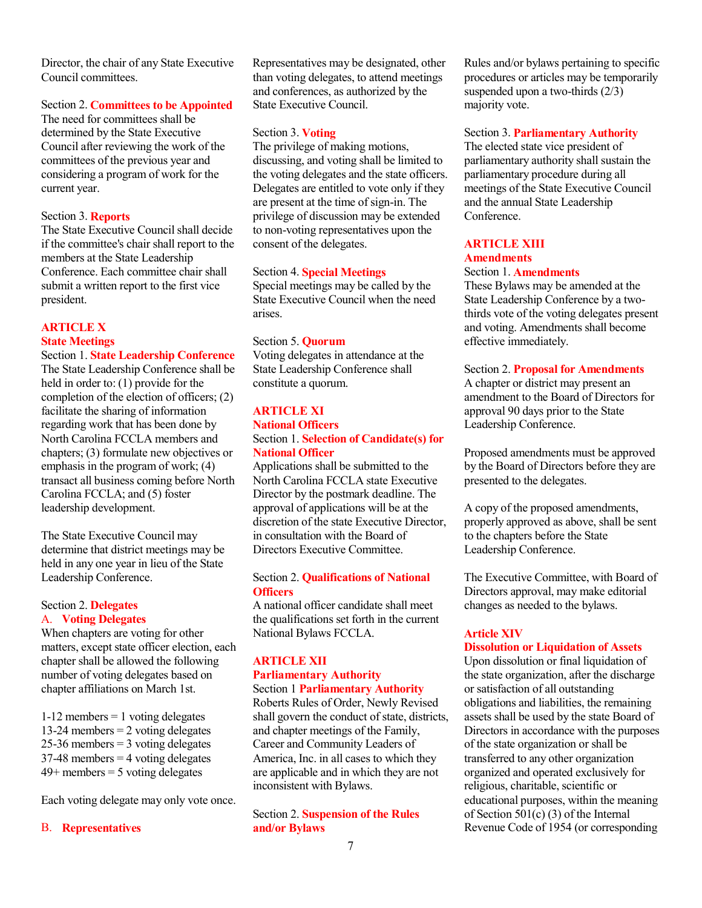Director, the chair of any State Executive Council committees.

Section 2. **Committees to be Appointed**
The need for committees shall be determined by the State Executive Council after reviewing the work of the committees of the previous year and considering a program of work for the current year.

Section 3. **Reports**
The State Executive Council shall decide if the committee's chair shall report to the members at the State Leadership Conference. Each committee chair shall submit a written report to the first vice president.

## ARTICLE X
## State Meetings

Section 1. **State Leadership Conference**
The State Leadership Conference shall be held in order to: (1) provide for the completion of the election of officers; (2) facilitate the sharing of information regarding work that has been done by North Carolina FCCLA members and chapters; (3) formulate new objectives or emphasis in the program of work; (4) transact all business coming before North Carolina FCCLA; and (5) foster leadership development.

The State Executive Council may determine that district meetings may be held in any one year in lieu of the State Leadership Conference.

Section 2. **Delegates**

A. **Voting Delegates**

When chapters are voting for other matters, except state officer election, each chapter shall be allowed the following number of voting delegates based on chapter affiliations on March 1st.

1-12 members = 1 voting delegates
13-24 members = 2 voting delegates
25-36 members = 3 voting delegates
37-48 members = 4 voting delegates
49+ members = 5 voting delegates

Each voting delegate may only vote once.

B. **Representatives**

Representatives may be designated, other than voting delegates, to attend meetings and conferences, as authorized by the State Executive Council.

Section 3. **Voting**
The privilege of making motions, discussing, and voting shall be limited to the voting delegates and the state officers. Delegates are entitled to vote only if they are present at the time of sign-in. The privilege of discussion may be extended to non-voting representatives upon the consent of the delegates.

Section 4. **Special Meetings**
Special meetings may be called by the State Executive Council when the need arises.

Section 5. **Quorum**
Voting delegates in attendance at the State Leadership Conference shall constitute a quorum.

## ARTICLE XI
## National Officers

Section 1. **Selection of Candidate(s) for National Officer**
Applications shall be submitted to the North Carolina FCCLA state Executive Director by the postmark deadline. The approval of applications will be at the discretion of the state Executive Director, in consultation with the Board of Directors Executive Committee.

Section 2. **Qualifications of National Officers**
A national officer candidate shall meet the qualifications set forth in the current National Bylaws FCCLA.

## ARTICLE XII
## Parliamentary Authority

Section 1 **Parliamentary Authority**
Roberts Rules of Order, Newly Revised shall govern the conduct of state, districts, and chapter meetings of the Family, Career and Community Leaders of America, Inc. in all cases to which they are applicable and in which they are not inconsistent with Bylaws.

Section 2. **Suspension of the Rules and/or Bylaws**
Rules and/or bylaws pertaining to specific procedures or articles may be temporarily suspended upon a two-thirds (2/3) majority vote.

Section 3. **Parliamentary Authority**
The elected state vice president of parliamentary authority shall sustain the parliamentary procedure during all meetings of the State Executive Council and the annual State Leadership Conference.

## ARTICLE XIII
## Amendments

Section 1. **Amendments**
These Bylaws may be amended at the State Leadership Conference by a two-thirds vote of the voting delegates present and voting. Amendments shall become effective immediately.

Section 2. **Proposal for Amendments**
A chapter or district may present an amendment to the Board of Directors for approval 90 days prior to the State Leadership Conference.

Proposed amendments must be approved by the Board of Directors before they are presented to the delegates.

A copy of the proposed amendments, properly approved as above, shall be sent to the chapters before the State Leadership Conference.

The Executive Committee, with Board of Directors approval, may make editorial changes as needed to the bylaws.

## Article XIV
## Dissolution or Liquidation of Assets

Upon dissolution or final liquidation of the state organization, after the discharge or satisfaction of all outstanding obligations and liabilities, the remaining assets shall be used by the state Board of Directors in accordance with the purposes of the state organization or shall be transferred to any other organization organized and operated exclusively for religious, charitable, scientific or educational purposes, within the meaning of Section 501(c) (3) of the Internal Revenue Code of 1954 (or corresponding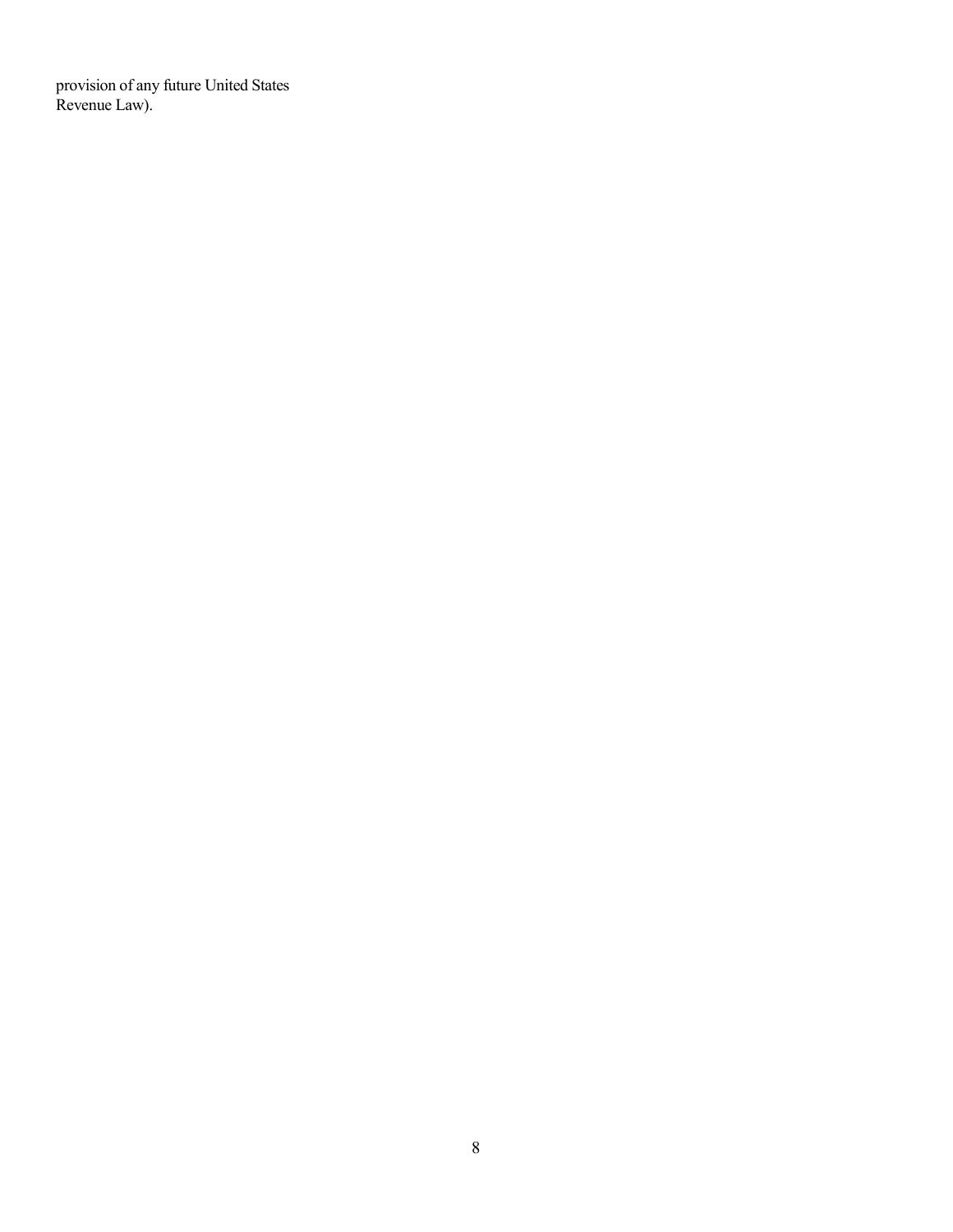provision of any future United States Revenue Law).